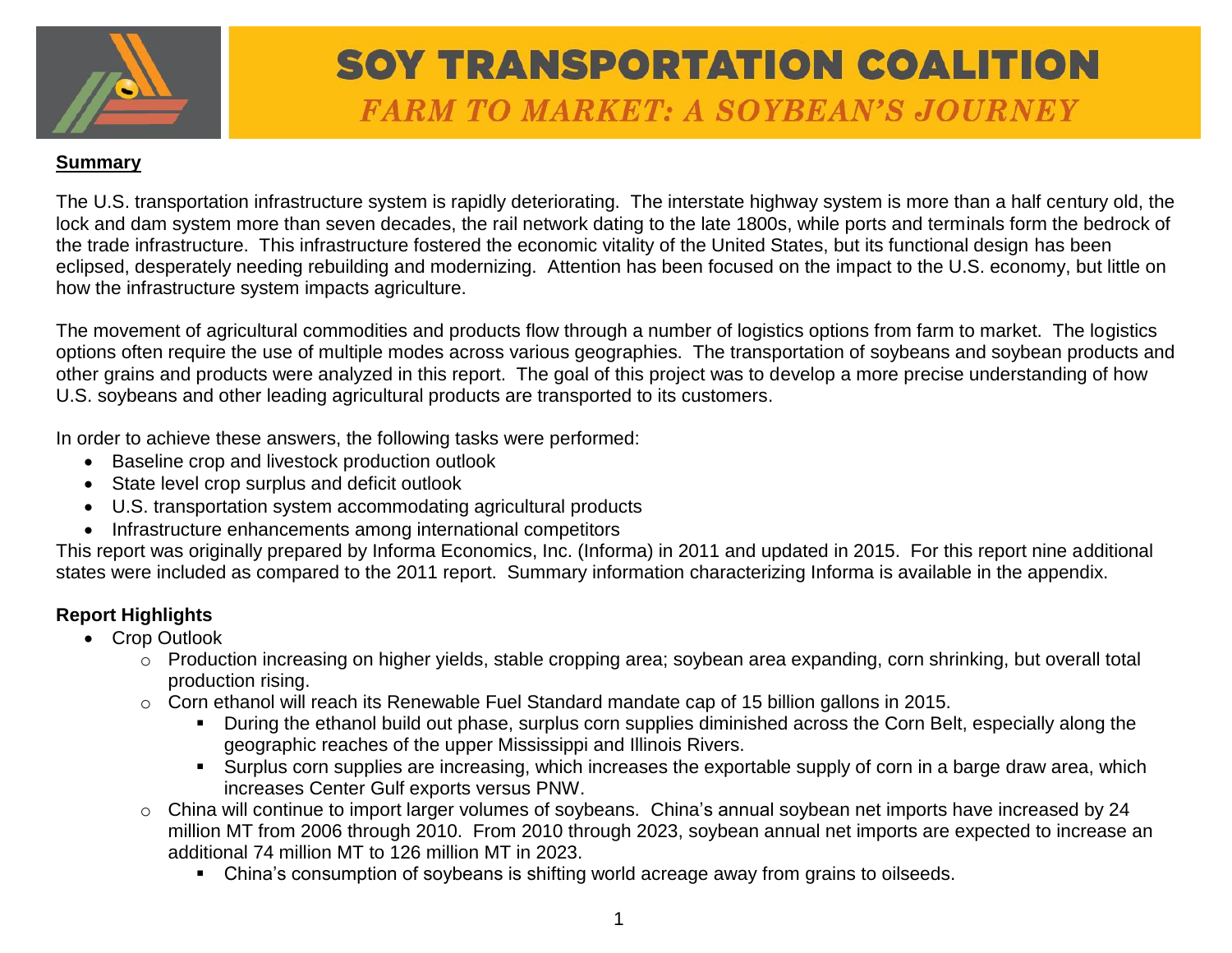# SOY TRANSPORTATION COALITION

## *FARM TO MARKET: A SOYBEAN'S JOURNEY*

**Summary**

The U.S. transportation infrastructure system is rapidly deteriorating. The interstate highway system is more than a half century old, the lock and dam system more than seven decades, the rail network dating to the late 1800s, while ports and terminals form the bedrock of the trade infrastructure. This infrastructure fostered the economic vitality of the United States, but its functional design has been eclipsed, desperately needing rebuilding and modernizing. Attention has been focused on the impact to the U.S. economy, but little on how the infrastructure system impacts agriculture.

The movement of agricultural commodities and products flow through a number of logistics options from farm to market. The logistics options often require the use of multiple modes across various geographies. The transportation of soybeans and soybean products and other grains and products were analyzed in this report. The goal of this project was to develop a more precise understanding of how U.S. soybeans and other leading agricultural products are transported to its customers.

In order to achieve these answers, the following tasks were performed:

- Baseline crop and livestock production outlook
- State level crop surplus and deficit outlook
- U.S. transportation system accommodating agricultural products
- Infrastructure enhancements among international competitors

This report was originally prepared by Informa Economics, Inc. (Informa) in 2011 and updated in 2015. For this report nine additional states were included as compared to the 2011 report. Summary information characterizing Informa is available in the appendix.

**Report Highlights**

- Crop Outlook
  - Production increasing on higher yields, stable cropping area; soybean area expanding, corn shrinking, but overall total production rising.
  - Corn ethanol will reach its Renewable Fuel Standard mandate cap of 15 billion gallons in 2015.
    - During the ethanol build out phase, surplus corn supplies diminished across the Corn Belt, especially along the geographic reaches of the upper Mississippi and Illinois Rivers.
    - Surplus corn supplies are increasing, which increases the exportable supply of corn in a barge draw area, which increases Center Gulf exports versus PNW.
  - China will continue to import larger volumes of soybeans. China's annual soybean net imports have increased by 24 million MT from 2006 through 2010. From 2010 through 2023, soybean annual net imports are expected to increase an additional 74 million MT to 126 million MT in 2023.
    - China's consumption of soybeans is shifting world acreage away from grains to oilseeds.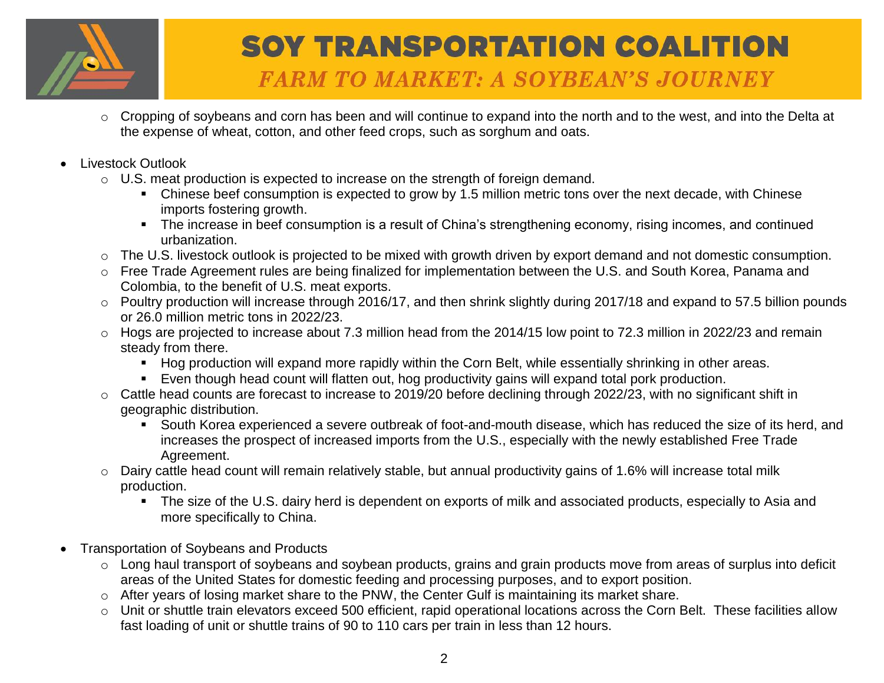- Cropping of soybeans and corn has been and will continue to expand into the north and to the west, and into the Delta at the expense of wheat, cotton, and other feed crops, such as sorghum and oats.

- Livestock Outlook
  - U.S. meat production is expected to increase on the strength of foreign demand.
    - Chinese beef consumption is expected to grow by 1.5 million metric tons over the next decade, with Chinese imports fostering growth.
    - The increase in beef consumption is a result of China's strengthening economy, rising incomes, and continued urbanization.
  - The U.S. livestock outlook is projected to be mixed with growth driven by export demand and not domestic consumption.
  - Free Trade Agreement rules are being finalized for implementation between the U.S. and South Korea, Panama and Colombia, to the benefit of U.S. meat exports.
  - Poultry production will increase through 2016/17, and then shrink slightly during 2017/18 and expand to 57.5 billion pounds or 26.0 million metric tons in 2022/23.
  - Hogs are projected to increase about 7.3 million head from the 2014/15 low point to 72.3 million in 2022/23 and remain steady from there.
    - Hog production will expand more rapidly within the Corn Belt, while essentially shrinking in other areas.
    - Even though head count will flatten out, hog productivity gains will expand total pork production.
  - Cattle head counts are forecast to increase to 2019/20 before declining through 2022/23, with no significant shift in geographic distribution.
    - South Korea experienced a severe outbreak of foot-and-mouth disease, which has reduced the size of its herd, and increases the prospect of increased imports from the U.S., especially with the newly established Free Trade Agreement.
  - Dairy cattle head count will remain relatively stable, but annual productivity gains of 1.6% will increase total milk production.
    - The size of the U.S. dairy herd is dependent on exports of milk and associated products, especially to Asia and more specifically to China.

- Transportation of Soybeans and Products
  - Long haul transport of soybeans and soybean products, grains and grain products move from areas of surplus into deficit areas of the United States for domestic feeding and processing purposes, and to export position.
  - After years of losing market share to the PNW, the Center Gulf is maintaining its market share.
  - Unit or shuttle train elevators exceed 500 efficient, rapid operational locations across the Corn Belt. These facilities allow fast loading of unit or shuttle trains of 90 to 110 cars per train in less than 12 hours.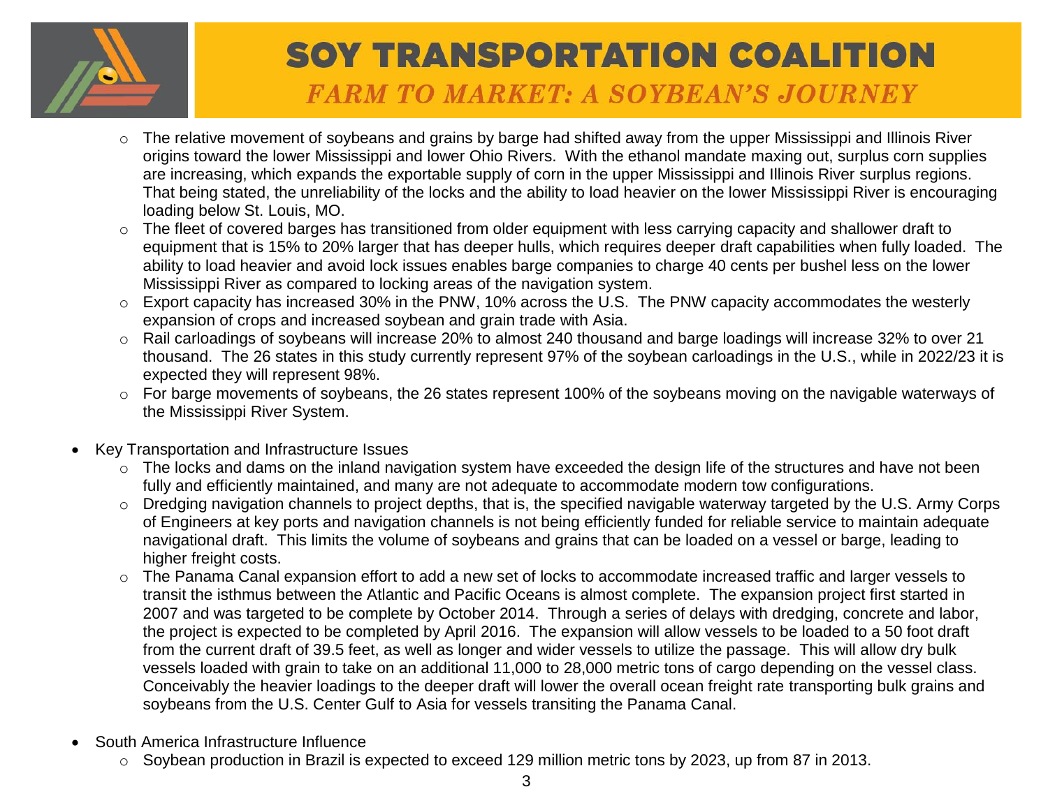- The relative movement of soybeans and grains by barge had shifted away from the upper Mississippi and Illinois River origins toward the lower Mississippi and lower Ohio Rivers. With the ethanol mandate maxing out, surplus corn supplies are increasing, which expands the exportable supply of corn in the upper Mississippi and Illinois River surplus regions. That being stated, the unreliability of the locks and the ability to load heavier on the lower Mississippi River is encouraging loading below St. Louis, MO.
- The fleet of covered barges has transitioned from older equipment with less carrying capacity and shallower draft to equipment that is 15% to 20% larger that has deeper hulls, which requires deeper draft capabilities when fully loaded. The ability to load heavier and avoid lock issues enables barge companies to charge 40 cents per bushel less on the lower Mississippi River as compared to locking areas of the navigation system.
- Export capacity has increased 30% in the PNW, 10% across the U.S. The PNW capacity accommodates the westerly expansion of crops and increased soybean and grain trade with Asia.
- Rail carloadings of soybeans will increase 20% to almost 240 thousand and barge loadings will increase 32% to over 21 thousand. The 26 states in this study currently represent 97% of the soybean carloadings in the U.S., while in 2022/23 it is expected they will represent 98%.
- For barge movements of soybeans, the 26 states represent 100% of the soybeans moving on the navigable waterways of the Mississippi River System.

- Key Transportation and Infrastructure Issues
  - The locks and dams on the inland navigation system have exceeded the design life of the structures and have not been fully and efficiently maintained, and many are not adequate to accommodate modern tow configurations.
  - Dredging navigation channels to project depths, that is, the specified navigable waterway targeted by the U.S. Army Corps of Engineers at key ports and navigation channels is not being efficiently funded for reliable service to maintain adequate navigational draft. This limits the volume of soybeans and grains that can be loaded on a vessel or barge, leading to higher freight costs.
  - The Panama Canal expansion effort to add a new set of locks to accommodate increased traffic and larger vessels to transit the isthmus between the Atlantic and Pacific Oceans is almost complete. The expansion project first started in 2007 and was targeted to be complete by October 2014. Through a series of delays with dredging, concrete and labor, the project is expected to be completed by April 2016. The expansion will allow vessels to be loaded to a 50 foot draft from the current draft of 39.5 feet, as well as longer and wider vessels to utilize the passage. This will allow dry bulk vessels loaded with grain to take on an additional 11,000 to 28,000 metric tons of cargo depending on the vessel class. Conceivably the heavier loadings to the deeper draft will lower the overall ocean freight rate transporting bulk grains and soybeans from the U.S. Center Gulf to Asia for vessels transiting the Panama Canal.

- South America Infrastructure Influence
  - Soybean production in Brazil is expected to exceed 129 million metric tons by 2023, up from 87 in 2013.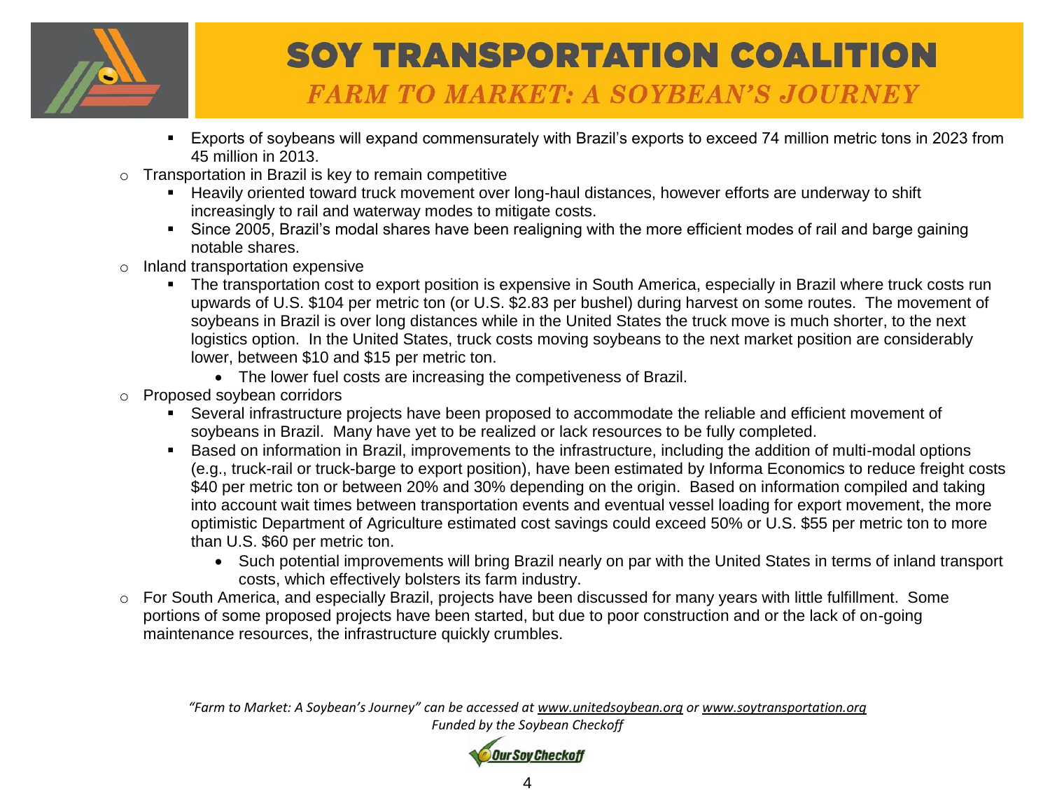- Exports of soybeans will expand commensurately with Brazil's exports to exceed 74 million metric tons in 2023 from 45 million in 2013.
- Transportation in Brazil is key to remain competitive
    - Heavily oriented toward truck movement over long-haul distances, however efforts are underway to shift increasingly to rail and waterway modes to mitigate costs.
    - Since 2005, Brazil's modal shares have been realigning with the more efficient modes of rail and barge gaining notable shares.
- Inland transportation expensive
    - The transportation cost to export position is expensive in South America, especially in Brazil where truck costs run upwards of U.S. $104 per metric ton (or U.S. $2.83 per bushel) during harvest on some routes. The movement of soybeans in Brazil is over long distances while in the United States the truck move is much shorter, to the next logistics option. In the United States, truck costs moving soybeans to the next market position are considerably lower, between $10 and $15 per metric ton.
        - The lower fuel costs are increasing the competiveness of Brazil.
- Proposed soybean corridors
    - Several infrastructure projects have been proposed to accommodate the reliable and efficient movement of soybeans in Brazil. Many have yet to be realized or lack resources to be fully completed.
    - Based on information in Brazil, improvements to the infrastructure, including the addition of multi-modal options (e.g., truck-rail or truck-barge to export position), have been estimated by Informa Economics to reduce freight costs $40 per metric ton or between 20% and 30% depending on the origin. Based on information compiled and taking into account wait times between transportation events and eventual vessel loading for export movement, the more optimistic Department of Agriculture estimated cost savings could exceed 50% or U.S. $55 per metric ton to more than U.S. $60 per metric ton.
        - Such potential improvements will bring Brazil nearly on par with the United States in terms of inland transport costs, which effectively bolsters its farm industry.
- For South America, and especially Brazil, projects have been discussed for many years with little fulfillment. Some portions of some proposed projects have been started, but due to poor construction and or the lack of on-going maintenance resources, the infrastructure quickly crumbles.